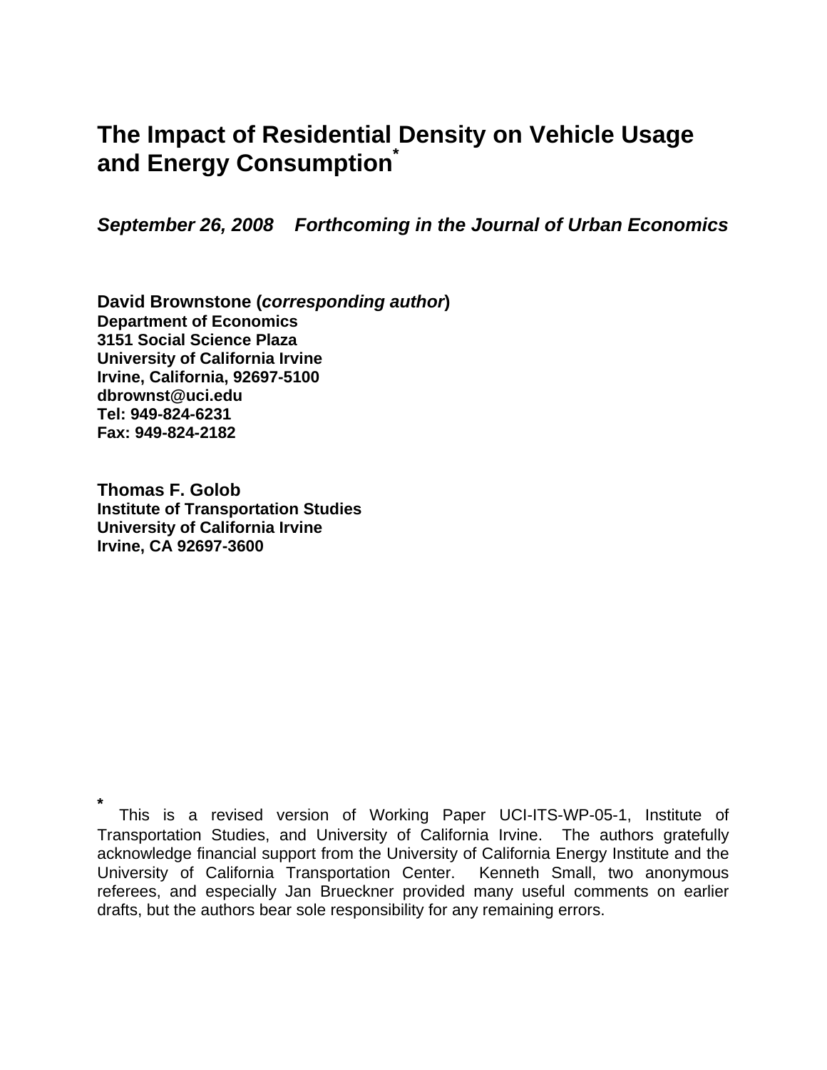# The Impact of Residential Density on Vehicle Usage and Energy Consumption*

***September 26, 2008 Forthcoming in the Journal of Urban Economics***

**David Brownstone (*corresponding author*)**
**Department of Economics**
**3151 Social Science Plaza**
**University of California Irvine**
**Irvine, California, 92697-5100**
**dbrownst@uci.edu**
**Tel: 949-824-6231**
**Fax: 949-824-2182**

**Thomas F. Golob**
**Institute of Transportation Studies**
**University of California Irvine**
**Irvine, CA 92697-3600**

\* This is a revised version of Working Paper UCI-ITS-WP-05-1, Institute of Transportation Studies, and University of California Irvine. The authors gratefully acknowledge financial support from the University of California Energy Institute and the University of California Transportation Center. Kenneth Small, two anonymous referees, and especially Jan Brueckner provided many useful comments on earlier drafts, but the authors bear sole responsibility for any remaining errors.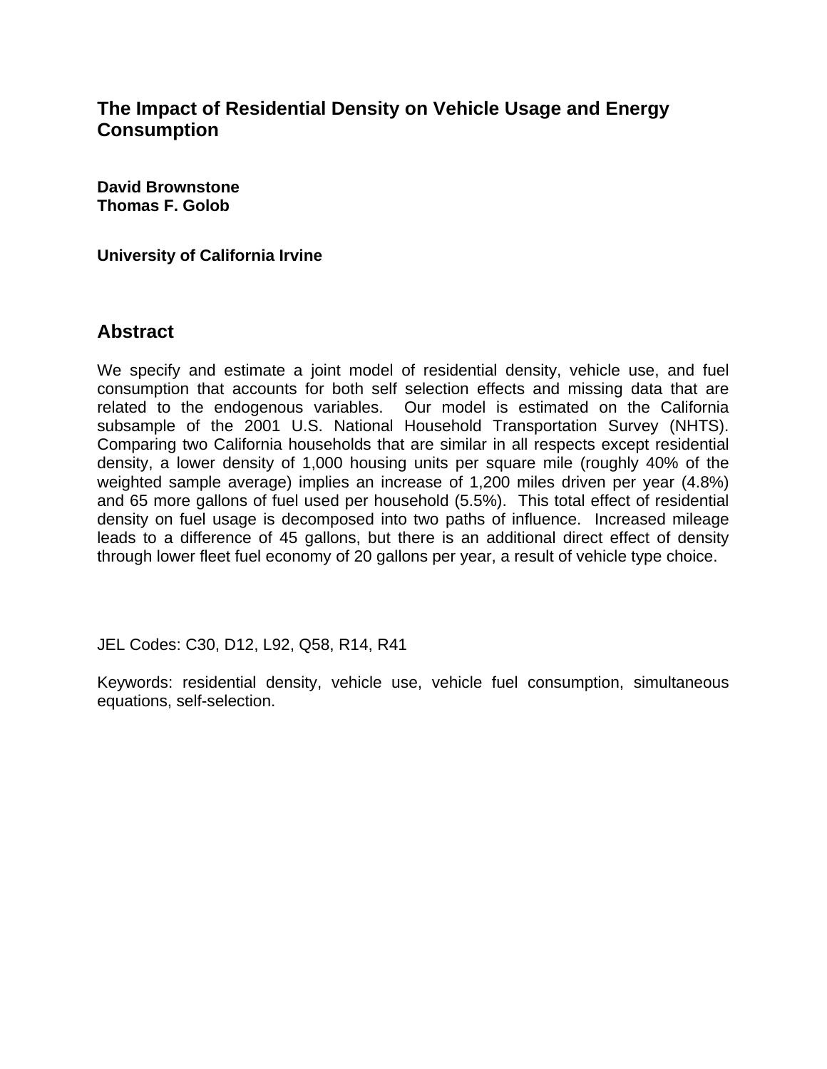# The Impact of Residential Density on Vehicle Usage and Energy Consumption

**David Brownstone**
**Thomas F. Golob**

**University of California Irvine**

## Abstract

We specify and estimate a joint model of residential density, vehicle use, and fuel consumption that accounts for both self selection effects and missing data that are related to the endogenous variables. Our model is estimated on the California subsample of the 2001 U.S. National Household Transportation Survey (NHTS). Comparing two California households that are similar in all respects except residential density, a lower density of 1,000 housing units per square mile (roughly 40% of the weighted sample average) implies an increase of 1,200 miles driven per year (4.8%) and 65 more gallons of fuel used per household (5.5%). This total effect of residential density on fuel usage is decomposed into two paths of influence. Increased mileage leads to a difference of 45 gallons, but there is an additional direct effect of density through lower fleet fuel economy of 20 gallons per year, a result of vehicle type choice.

JEL Codes: C30, D12, L92, Q58, R14, R41

Keywords: residential density, vehicle use, vehicle fuel consumption, simultaneous equations, self-selection.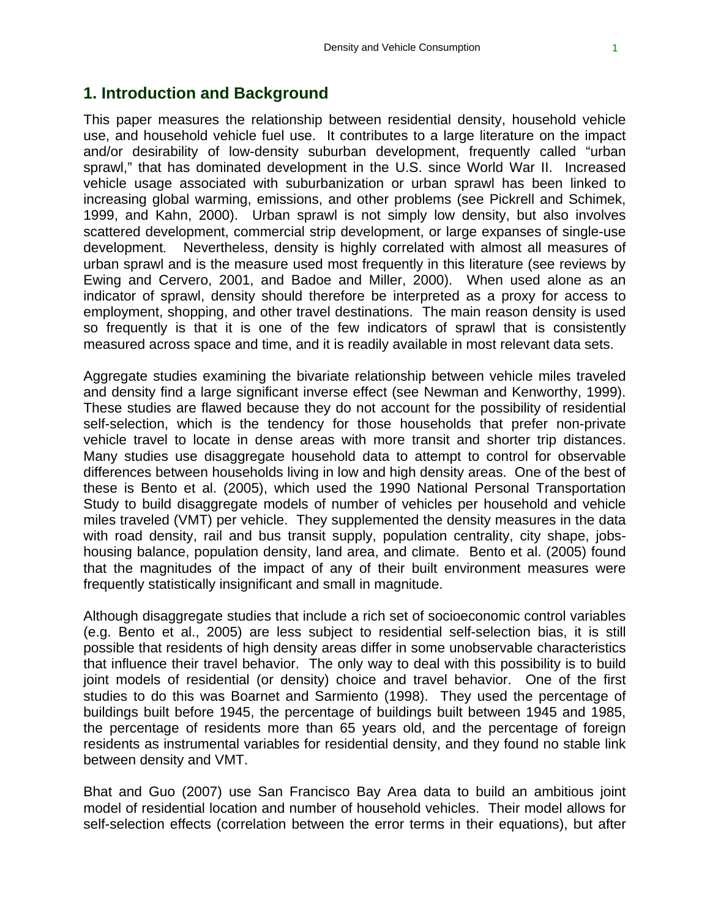## 1. Introduction and Background

This paper measures the relationship between residential density, household vehicle use, and household vehicle fuel use. It contributes to a large literature on the impact and/or desirability of low-density suburban development, frequently called "urban sprawl," that has dominated development in the U.S. since World War II. Increased vehicle usage associated with suburbanization or urban sprawl has been linked to increasing global warming, emissions, and other problems (see Pickrell and Schimek, 1999, and Kahn, 2000). Urban sprawl is not simply low density, but also involves scattered development, commercial strip development, or large expanses of single-use development. Nevertheless, density is highly correlated with almost all measures of urban sprawl and is the measure used most frequently in this literature (see reviews by Ewing and Cervero, 2001, and Badoe and Miller, 2000). When used alone as an indicator of sprawl, density should therefore be interpreted as a proxy for access to employment, shopping, and other travel destinations. The main reason density is used so frequently is that it is one of the few indicators of sprawl that is consistently measured across space and time, and it is readily available in most relevant data sets.

Aggregate studies examining the bivariate relationship between vehicle miles traveled and density find a large significant inverse effect (see Newman and Kenworthy, 1999). These studies are flawed because they do not account for the possibility of residential self-selection, which is the tendency for those households that prefer non-private vehicle travel to locate in dense areas with more transit and shorter trip distances. Many studies use disaggregate household data to attempt to control for observable differences between households living in low and high density areas. One of the best of these is Bento et al. (2005), which used the 1990 National Personal Transportation Study to build disaggregate models of number of vehicles per household and vehicle miles traveled (VMT) per vehicle. They supplemented the density measures in the data with road density, rail and bus transit supply, population centrality, city shape, jobs-housing balance, population density, land area, and climate. Bento et al. (2005) found that the magnitudes of the impact of any of their built environment measures were frequently statistically insignificant and small in magnitude.

Although disaggregate studies that include a rich set of socioeconomic control variables (e.g. Bento et al., 2005) are less subject to residential self-selection bias, it is still possible that residents of high density areas differ in some unobservable characteristics that influence their travel behavior. The only way to deal with this possibility is to build joint models of residential (or density) choice and travel behavior. One of the first studies to do this was Boarnet and Sarmiento (1998). They used the percentage of buildings built before 1945, the percentage of buildings built between 1945 and 1985, the percentage of residents more than 65 years old, and the percentage of foreign residents as instrumental variables for residential density, and they found no stable link between density and VMT.

Bhat and Guo (2007) use San Francisco Bay Area data to build an ambitious joint model of residential location and number of household vehicles. Their model allows for self-selection effects (correlation between the error terms in their equations), but after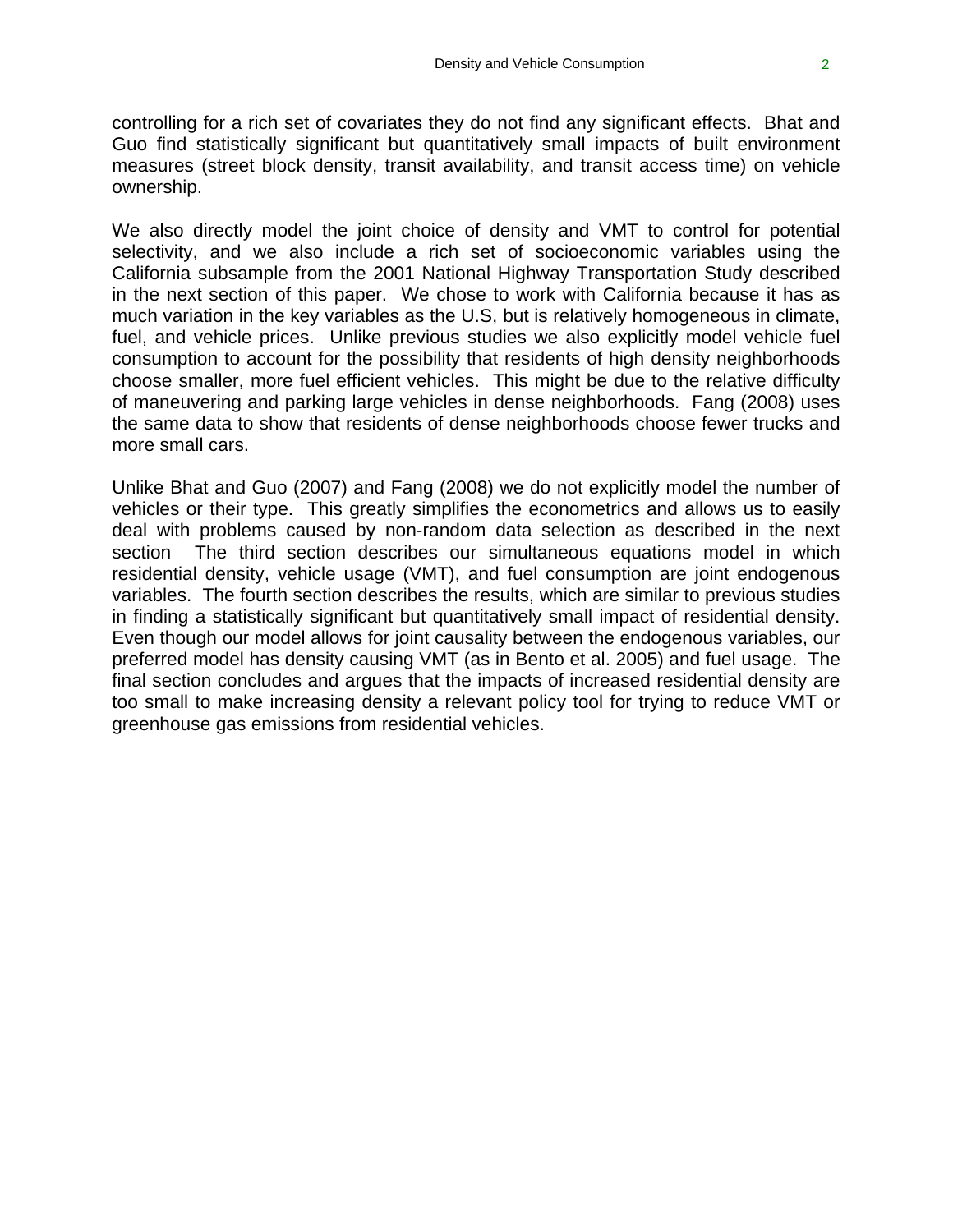controlling for a rich set of covariates they do not find any significant effects. Bhat and Guo find statistically significant but quantitatively small impacts of built environment measures (street block density, transit availability, and transit access time) on vehicle ownership.

We also directly model the joint choice of density and VMT to control for potential selectivity, and we also include a rich set of socioeconomic variables using the California subsample from the 2001 National Highway Transportation Study described in the next section of this paper. We chose to work with California because it has as much variation in the key variables as the U.S, but is relatively homogeneous in climate, fuel, and vehicle prices. Unlike previous studies we also explicitly model vehicle fuel consumption to account for the possibility that residents of high density neighborhoods choose smaller, more fuel efficient vehicles. This might be due to the relative difficulty of maneuvering and parking large vehicles in dense neighborhoods. Fang (2008) uses the same data to show that residents of dense neighborhoods choose fewer trucks and more small cars.

Unlike Bhat and Guo (2007) and Fang (2008) we do not explicitly model the number of vehicles or their type. This greatly simplifies the econometrics and allows us to easily deal with problems caused by non-random data selection as described in the next section The third section describes our simultaneous equations model in which residential density, vehicle usage (VMT), and fuel consumption are joint endogenous variables. The fourth section describes the results, which are similar to previous studies in finding a statistically significant but quantitatively small impact of residential density. Even though our model allows for joint causality between the endogenous variables, our preferred model has density causing VMT (as in Bento et al. 2005) and fuel usage. The final section concludes and argues that the impacts of increased residential density are too small to make increasing density a relevant policy tool for trying to reduce VMT or greenhouse gas emissions from residential vehicles.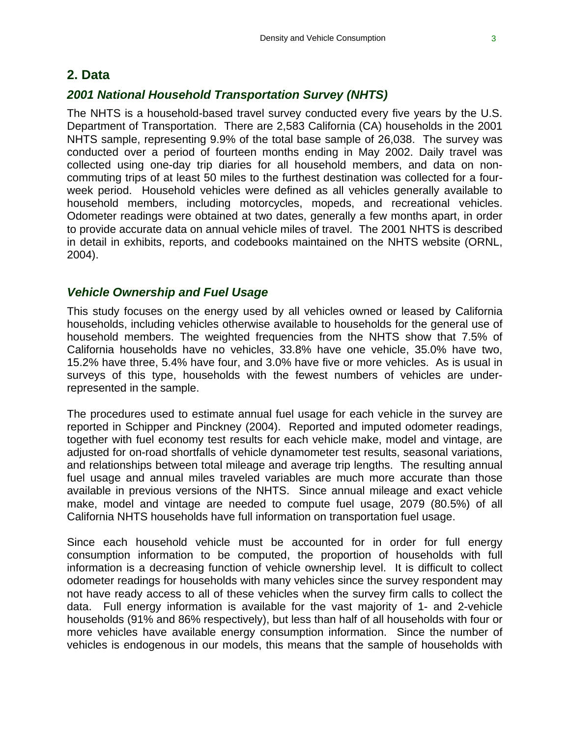## 2. Data

### *2001 National Household Transportation Survey (NHTS)*

The NHTS is a household-based travel survey conducted every five years by the U.S. Department of Transportation. There are 2,583 California (CA) households in the 2001 NHTS sample, representing 9.9% of the total base sample of 26,038. The survey was conducted over a period of fourteen months ending in May 2002. Daily travel was collected using one-day trip diaries for all household members, and data on non-commuting trips of at least 50 miles to the furthest destination was collected for a four-week period. Household vehicles were defined as all vehicles generally available to household members, including motorcycles, mopeds, and recreational vehicles. Odometer readings were obtained at two dates, generally a few months apart, in order to provide accurate data on annual vehicle miles of travel. The 2001 NHTS is described in detail in exhibits, reports, and codebooks maintained on the NHTS website (ORNL, 2004).

### *Vehicle Ownership and Fuel Usage*

This study focuses on the energy used by all vehicles owned or leased by California households, including vehicles otherwise available to households for the general use of household members. The weighted frequencies from the NHTS show that 7.5% of California households have no vehicles, 33.8% have one vehicle, 35.0% have two, 15.2% have three, 5.4% have four, and 3.0% have five or more vehicles. As is usual in surveys of this type, households with the fewest numbers of vehicles are under-represented in the sample.

The procedures used to estimate annual fuel usage for each vehicle in the survey are reported in Schipper and Pinckney (2004). Reported and imputed odometer readings, together with fuel economy test results for each vehicle make, model and vintage, are adjusted for on-road shortfalls of vehicle dynamometer test results, seasonal variations, and relationships between total mileage and average trip lengths. The resulting annual fuel usage and annual miles traveled variables are much more accurate than those available in previous versions of the NHTS. Since annual mileage and exact vehicle make, model and vintage are needed to compute fuel usage, 2079 (80.5%) of all California NHTS households have full information on transportation fuel usage.

Since each household vehicle must be accounted for in order for full energy consumption information to be computed, the proportion of households with full information is a decreasing function of vehicle ownership level. It is difficult to collect odometer readings for households with many vehicles since the survey respondent may not have ready access to all of these vehicles when the survey firm calls to collect the data. Full energy information is available for the vast majority of 1- and 2-vehicle households (91% and 86% respectively), but less than half of all households with four or more vehicles have available energy consumption information. Since the number of vehicles is endogenous in our models, this means that the sample of households with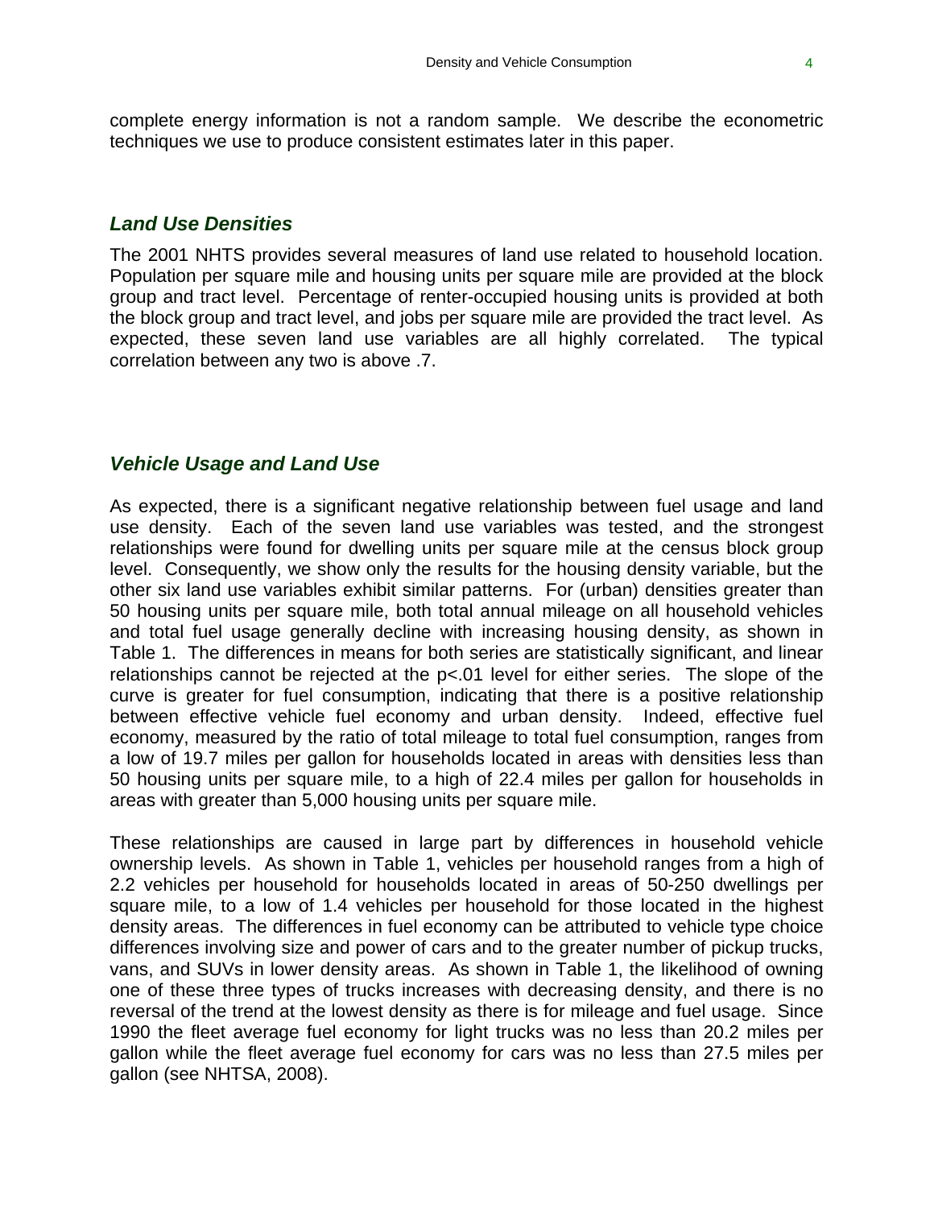complete energy information is not a random sample. We describe the econometric techniques we use to produce consistent estimates later in this paper.

### *Land Use Densities*

The 2001 NHTS provides several measures of land use related to household location. Population per square mile and housing units per square mile are provided at the block group and tract level. Percentage of renter-occupied housing units is provided at both the block group and tract level, and jobs per square mile are provided the tract level. As expected, these seven land use variables are all highly correlated. The typical correlation between any two is above .7.

### *Vehicle Usage and Land Use*

As expected, there is a significant negative relationship between fuel usage and land use density. Each of the seven land use variables was tested, and the strongest relationships were found for dwelling units per square mile at the census block group level. Consequently, we show only the results for the housing density variable, but the other six land use variables exhibit similar patterns. For (urban) densities greater than 50 housing units per square mile, both total annual mileage on all household vehicles and total fuel usage generally decline with increasing housing density, as shown in Table 1. The differences in means for both series are statistically significant, and linear relationships cannot be rejected at the $p<.01$ level for either series. The slope of the curve is greater for fuel consumption, indicating that there is a positive relationship between effective vehicle fuel economy and urban density. Indeed, effective fuel economy, measured by the ratio of total mileage to total fuel consumption, ranges from a low of 19.7 miles per gallon for households located in areas with densities less than 50 housing units per square mile, to a high of 22.4 miles per gallon for households in areas with greater than 5,000 housing units per square mile.

These relationships are caused in large part by differences in household vehicle ownership levels. As shown in Table 1, vehicles per household ranges from a high of 2.2 vehicles per household for households located in areas of 50-250 dwellings per square mile, to a low of 1.4 vehicles per household for those located in the highest density areas. The differences in fuel economy can be attributed to vehicle type choice differences involving size and power of cars and to the greater number of pickup trucks, vans, and SUVs in lower density areas. As shown in Table 1, the likelihood of owning one of these three types of trucks increases with decreasing density, and there is no reversal of the trend at the lowest density as there is for mileage and fuel usage. Since 1990 the fleet average fuel economy for light trucks was no less than 20.2 miles per gallon while the fleet average fuel economy for cars was no less than 27.5 miles per gallon (see NHTSA, 2008).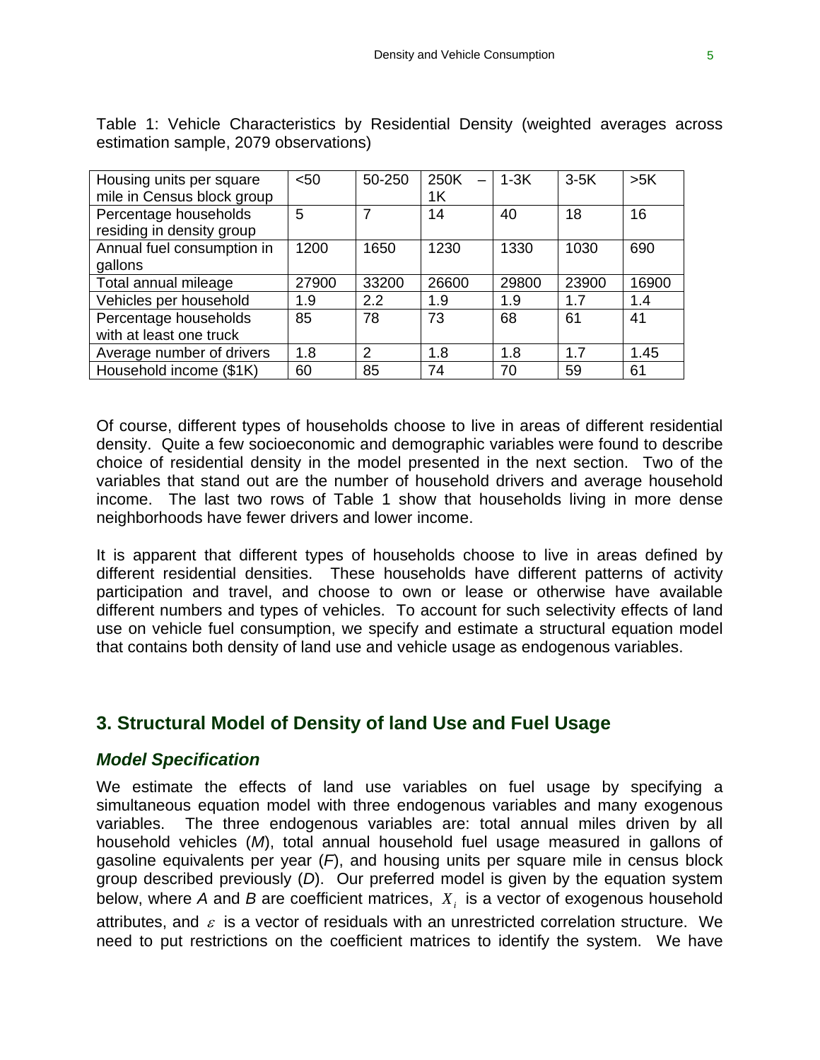Table 1: Vehicle Characteristics by Residential Density (weighted averages across estimation sample, 2079 observations)

| Housing units per square mile in Census block group | <50 | 50-250 | 250K – 1K | 1-3K | 3-5K | >5K |
|---|---|---|---|---|---|---|
| Percentage households residing in density group | 5 | 7 | 14 | 40 | 18 | 16 |
| Annual fuel consumption in gallons | 1200 | 1650 | 1230 | 1330 | 1030 | 690 |
| Total annual mileage | 27900 | 33200 | 26600 | 29800 | 23900 | 16900 |
| Vehicles per household | 1.9 | 2.2 | 1.9 | 1.9 | 1.7 | 1.4 |
| Percentage households with at least one truck | 85 | 78 | 73 | 68 | 61 | 41 |
| Average number of drivers | 1.8 | 2 | 1.8 | 1.8 | 1.7 | 1.45 |
| Household income ($1K) | 60 | 85 | 74 | 70 | 59 | 61 |

Of course, different types of households choose to live in areas of different residential density. Quite a few socioeconomic and demographic variables were found to describe choice of residential density in the model presented in the next section. Two of the variables that stand out are the number of household drivers and average household income. The last two rows of Table 1 show that households living in more dense neighborhoods have fewer drivers and lower income.

It is apparent that different types of households choose to live in areas defined by different residential densities. These households have different patterns of activity participation and travel, and choose to own or lease or otherwise have available different numbers and types of vehicles. To account for such selectivity effects of land use on vehicle fuel consumption, we specify and estimate a structural equation model that contains both density of land use and vehicle usage as endogenous variables.

## 3. Structural Model of Density of land Use and Fuel Usage

### *Model Specification*

We estimate the effects of land use variables on fuel usage by specifying a simultaneous equation model with three endogenous variables and many exogenous variables. The three endogenous variables are: total annual miles driven by all household vehicles (*M*), total annual household fuel usage measured in gallons of gasoline equivalents per year (*F*), and housing units per square mile in census block group described previously (*D*). Our preferred model is given by the equation system below, where *A* and *B* are coefficient matrices, $X_i$ is a vector of exogenous household attributes, and $\varepsilon$ is a vector of residuals with an unrestricted correlation structure. We need to put restrictions on the coefficient matrices to identify the system. We have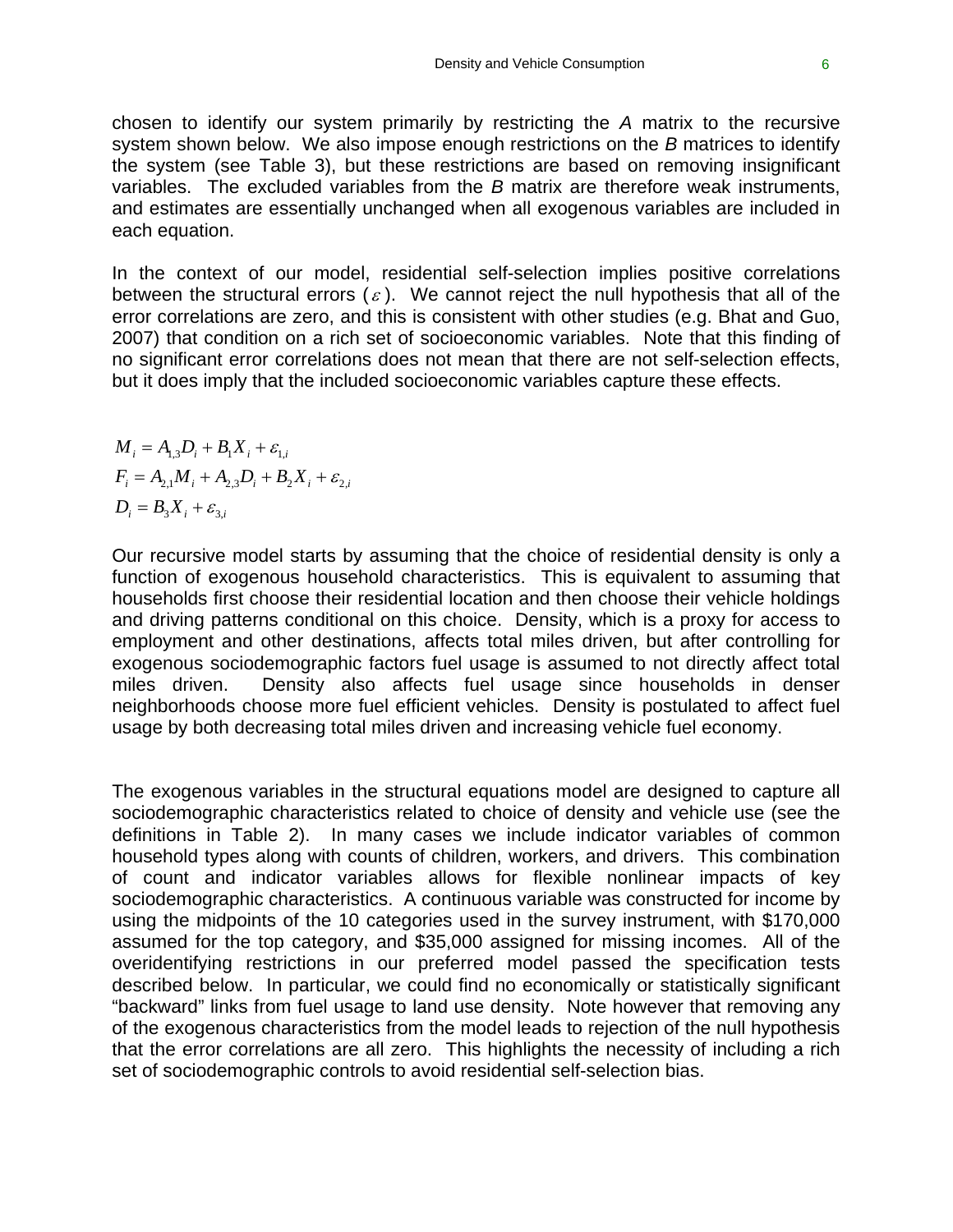chosen to identify our system primarily by restricting the *A* matrix to the recursive system shown below. We also impose enough restrictions on the *B* matrices to identify the system (see Table 3), but these restrictions are based on removing insignificant variables. The excluded variables from the *B* matrix are therefore weak instruments, and estimates are essentially unchanged when all exogenous variables are included in each equation.

In the context of our model, residential self-selection implies positive correlations between the structural errors ($\varepsilon$). We cannot reject the null hypothesis that all of the error correlations are zero, and this is consistent with other studies (e.g. Bhat and Guo, 2007) that condition on a rich set of socioeconomic variables. Note that this finding of no significant error correlations does not mean that there are not self-selection effects, but it does imply that the included socioeconomic variables capture these effects.

$$
\begin{aligned}
M_i &= A_{1,3} D_i + B_1 X_i + \varepsilon_{1,i} \\
F_i &= A_{2,1} M_i + A_{2,3} D_i + B_2 X_i + \varepsilon_{2,i} \\
D_i &= B_3 X_i + \varepsilon_{3,i}
\end{aligned}
$$

Our recursive model starts by assuming that the choice of residential density is only a function of exogenous household characteristics. This is equivalent to assuming that households first choose their residential location and then choose their vehicle holdings and driving patterns conditional on this choice. Density, which is a proxy for access to employment and other destinations, affects total miles driven, but after controlling for exogenous sociodemographic factors fuel usage is assumed to not directly affect total miles driven. Density also affects fuel usage since households in denser neighborhoods choose more fuel efficient vehicles. Density is postulated to affect fuel usage by both decreasing total miles driven and increasing vehicle fuel economy.

The exogenous variables in the structural equations model are designed to capture all sociodemographic characteristics related to choice of density and vehicle use (see the definitions in Table 2). In many cases we include indicator variables of common household types along with counts of children, workers, and drivers. This combination of count and indicator variables allows for flexible nonlinear impacts of key sociodemographic characteristics. A continuous variable was constructed for income by using the midpoints of the 10 categories used in the survey instrument, with \$170,000 assumed for the top category, and \$35,000 assigned for missing incomes. All of the overidentifying restrictions in our preferred model passed the specification tests described below. In particular, we could find no economically or statistically significant "backward" links from fuel usage to land use density. Note however that removing any of the exogenous characteristics from the model leads to rejection of the null hypothesis that the error correlations are all zero. This highlights the necessity of including a rich set of sociodemographic controls to avoid residential self-selection bias.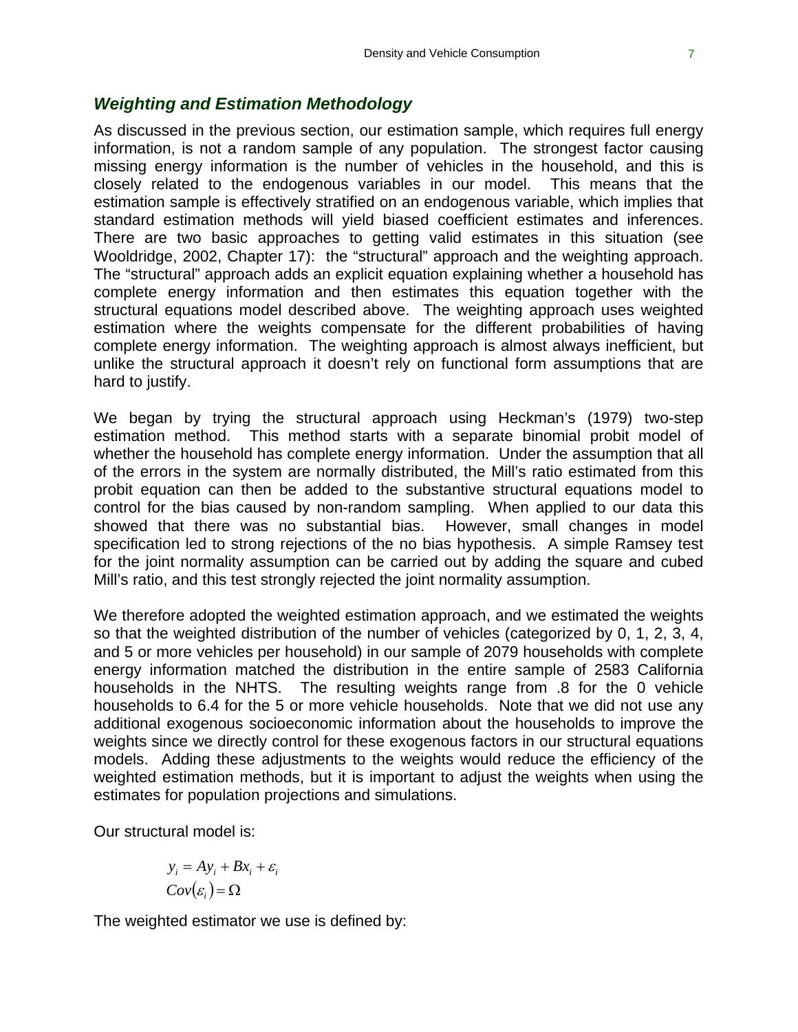### *Weighting and Estimation Methodology*

As discussed in the previous section, our estimation sample, which requires full energy information, is not a random sample of any population. The strongest factor causing missing energy information is the number of vehicles in the household, and this is closely related to the endogenous variables in our model. This means that the estimation sample is effectively stratified on an endogenous variable, which implies that standard estimation methods will yield biased coefficient estimates and inferences. There are two basic approaches to getting valid estimates in this situation (see Wooldridge, 2002, Chapter 17): the "structural" approach and the weighting approach. The "structural" approach adds an explicit equation explaining whether a household has complete energy information and then estimates this equation together with the structural equations model described above. The weighting approach uses weighted estimation where the weights compensate for the different probabilities of having complete energy information. The weighting approach is almost always inefficient, but unlike the structural approach it doesn't rely on functional form assumptions that are hard to justify.

We began by trying the structural approach using Heckman's (1979) two-step estimation method. This method starts with a separate binomial probit model of whether the household has complete energy information. Under the assumption that all of the errors in the system are normally distributed, the Mill's ratio estimated from this probit equation can then be added to the substantive structural equations model to control for the bias caused by non-random sampling. When applied to our data this showed that there was no substantial bias. However, small changes in model specification led to strong rejections of the no bias hypothesis. A simple Ramsey test for the joint normality assumption can be carried out by adding the square and cubed Mill's ratio, and this test strongly rejected the joint normality assumption.

We therefore adopted the weighted estimation approach, and we estimated the weights so that the weighted distribution of the number of vehicles (categorized by 0, 1, 2, 3, 4, and 5 or more vehicles per household) in our sample of 2079 households with complete energy information matched the distribution in the entire sample of 2583 California households in the NHTS. The resulting weights range from .8 for the 0 vehicle households to 6.4 for the 5 or more vehicle households. Note that we did not use any additional exogenous socioeconomic information about the households to improve the weights since we directly control for these exogenous factors in our structural equations models. Adding these adjustments to the weights would reduce the efficiency of the weighted estimation methods, but it is important to adjust the weights when using the estimates for population projections and simulations.

Our structural model is:

$$
\begin{aligned}
y_i &= Ay_i + Bx_i + \varepsilon_i \\
Cov(\varepsilon_i) &= \Omega
\end{aligned}
$$

The weighted estimator we use is defined by: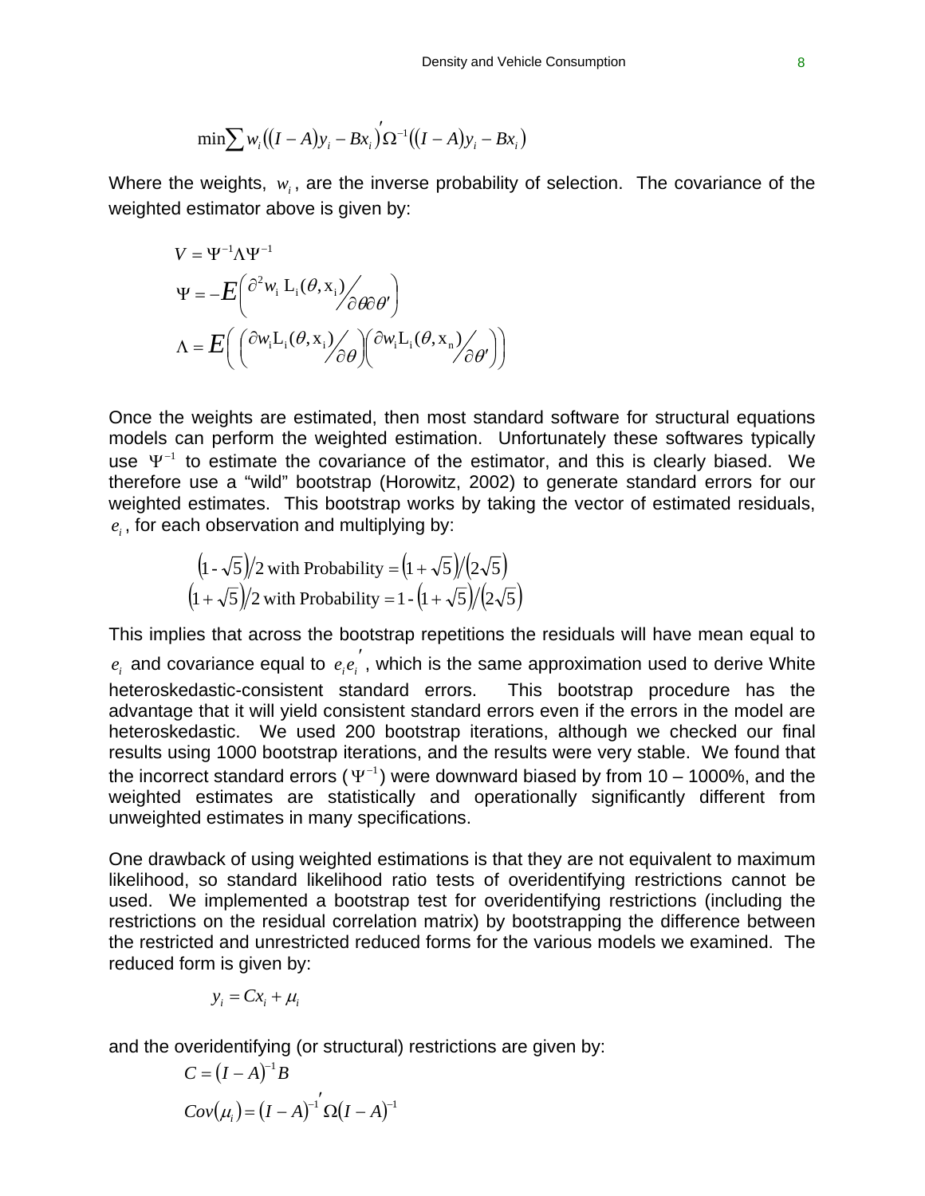$$\min \sum w_i \left( (I - A) y_i - B x_i \right)' \Omega^{-1} \left( (I - A) y_i - B x_i \right)$$

Where the weights, $w_i$, are the inverse probability of selection. The covariance of the weighted estimator above is given by:

$$V = \Psi^{-1} \Lambda \Psi^{-1}$$

$$\Psi = -E\left( \partial^2 w_i \, \mathrm{L}_i(\theta, \mathrm{x}_i) \Big/ \partial\theta\partial\theta' \right)$$

$$\Lambda = E\left( \left( \partial w_i \mathrm{L}_i(\theta, \mathrm{x}_i) \Big/ \partial\theta \right) \left( \partial w_i \mathrm{L}_i(\theta, \mathrm{x}_n) \Big/ \partial\theta' \right) \right)$$

Once the weights are estimated, then most standard software for structural equations models can perform the weighted estimation. Unfortunately these softwares typically use $\Psi^{-1}$ to estimate the covariance of the estimator, and this is clearly biased. We therefore use a "wild" bootstrap (Horowitz, 2002) to generate standard errors for our weighted estimates. This bootstrap works by taking the vector of estimated residuals, $e_i$, for each observation and multiplying by:

$$\left(1 - \sqrt{5}\right)/2 \text{ with Probability} = \left(1 + \sqrt{5}\right)/\left(2\sqrt{5}\right)$$

$$\left(1 + \sqrt{5}\right)/2 \text{ with Probability} = 1 - \left(1 + \sqrt{5}\right)/\left(2\sqrt{5}\right)$$

This implies that across the bootstrap repetitions the residuals will have mean equal to $e_i$ and covariance equal to $e_i e_i'$, which is the same approximation used to derive White heteroskedastic-consistent standard errors. This bootstrap procedure has the advantage that it will yield consistent standard errors even if the errors in the model are heteroskedastic. We used 200 bootstrap iterations, although we checked our final results using 1000 bootstrap iterations, and the results were very stable. We found that the incorrect standard errors ($\Psi^{-1}$) were downward biased by from 10 – 1000%, and the weighted estimates are statistically and operationally significantly different from unweighted estimates in many specifications.

One drawback of using weighted estimations is that they are not equivalent to maximum likelihood, so standard likelihood ratio tests of overidentifying restrictions cannot be used. We implemented a bootstrap test for overidentifying restrictions (including the restrictions on the residual correlation matrix) by bootstrapping the difference between the restricted and unrestricted reduced forms for the various models we examined. The reduced form is given by:

$$y_i = C x_i + \mu_i$$

and the overidentifying (or structural) restrictions are given by:

$$C = (I - A)^{-1} B$$

$$Cov(\mu_i) = (I - A)^{-1'} \Omega (I - A)^{-1}$$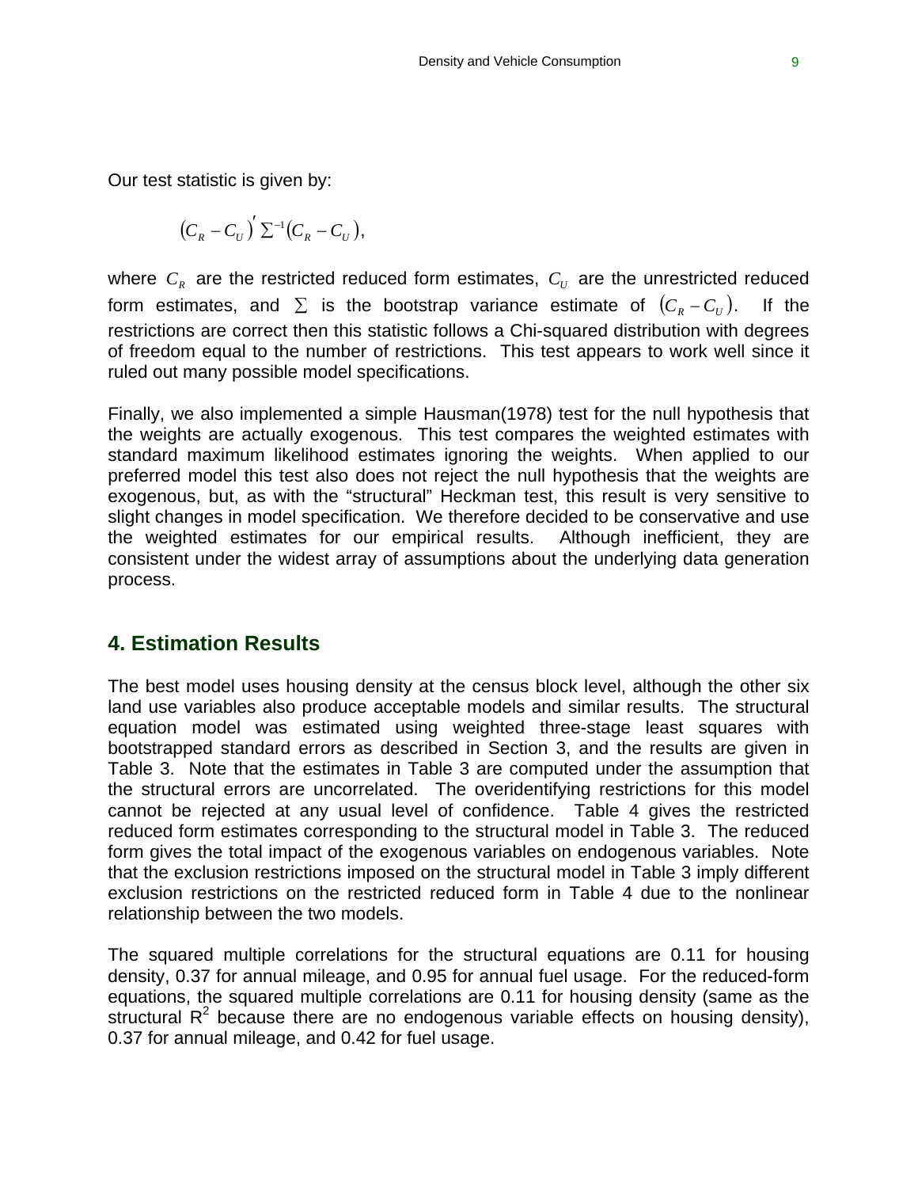Our test statistic is given by:

$$\left(C_R - C_U\right)' \Sigma^{-1}\left(C_R - C_U\right),$$

where $C_R$ are the restricted reduced form estimates, $C_U$ are the unrestricted reduced form estimates, and $\Sigma$ is the bootstrap variance estimate of $\left(C_R - C_U\right)$. If the restrictions are correct then this statistic follows a Chi-squared distribution with degrees of freedom equal to the number of restrictions. This test appears to work well since it ruled out many possible model specifications.

Finally, we also implemented a simple Hausman(1978) test for the null hypothesis that the weights are actually exogenous. This test compares the weighted estimates with standard maximum likelihood estimates ignoring the weights. When applied to our preferred model this test also does not reject the null hypothesis that the weights are exogenous, but, as with the "structural" Heckman test, this result is very sensitive to slight changes in model specification. We therefore decided to be conservative and use the weighted estimates for our empirical results. Although inefficient, they are consistent under the widest array of assumptions about the underlying data generation process.

## 4. Estimation Results

The best model uses housing density at the census block level, although the other six land use variables also produce acceptable models and similar results. The structural equation model was estimated using weighted three-stage least squares with bootstrapped standard errors as described in Section 3, and the results are given in Table 3. Note that the estimates in Table 3 are computed under the assumption that the structural errors are uncorrelated. The overidentifying restrictions for this model cannot be rejected at any usual level of confidence. Table 4 gives the restricted reduced form estimates corresponding to the structural model in Table 3. The reduced form gives the total impact of the exogenous variables on endogenous variables. Note that the exclusion restrictions imposed on the structural model in Table 3 imply different exclusion restrictions on the restricted reduced form in Table 4 due to the nonlinear relationship between the two models.

The squared multiple correlations for the structural equations are 0.11 for housing density, 0.37 for annual mileage, and 0.95 for annual fuel usage. For the reduced-form equations, the squared multiple correlations are 0.11 for housing density (same as the structural $R^2$ because there are no endogenous variable effects on housing density), 0.37 for annual mileage, and 0.42 for fuel usage.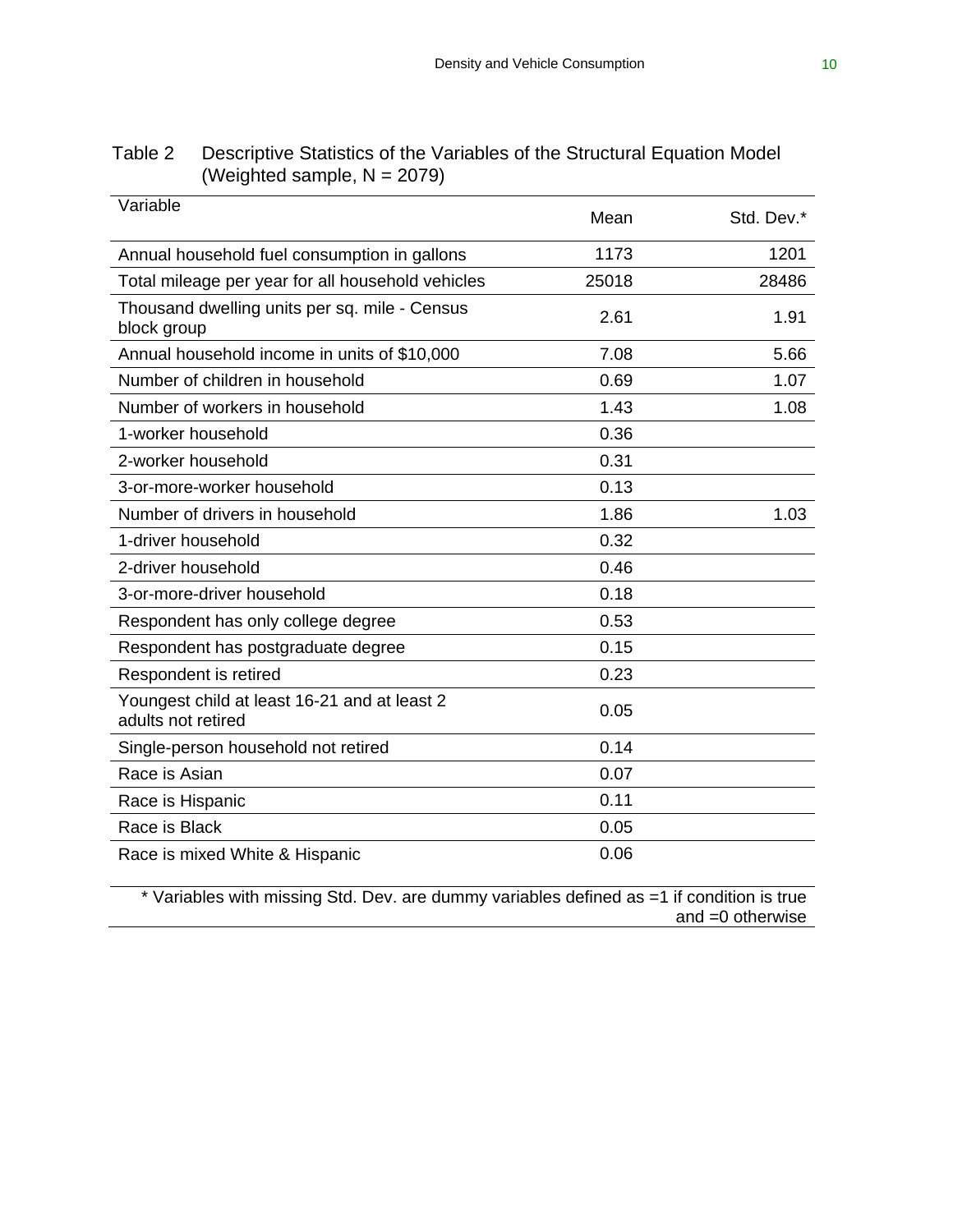Table 2 Descriptive Statistics of the Variables of the Structural Equation Model (Weighted sample, N = 2079)

| Variable | Mean | Std. Dev.* |
|---|---|---|
| Annual household fuel consumption in gallons | 1173 | 1201 |
| Total mileage per year for all household vehicles | 25018 | 28486 |
| Thousand dwelling units per sq. mile - Census block group | 2.61 | 1.91 |
| Annual household income in units of $10,000 | 7.08 | 5.66 |
| Number of children in household | 0.69 | 1.07 |
| Number of workers in household | 1.43 | 1.08 |
| 1-worker household | 0.36 | |
| 2-worker household | 0.31 | |
| 3-or-more-worker household | 0.13 | |
| Number of drivers in household | 1.86 | 1.03 |
| 1-driver household | 0.32 | |
| 2-driver household | 0.46 | |
| 3-or-more-driver household | 0.18 | |
| Respondent has only college degree | 0.53 | |
| Respondent has postgraduate degree | 0.15 | |
| Respondent is retired | 0.23 | |
| Youngest child at least 16-21 and at least 2 adults not retired | 0.05 | |
| Single-person household not retired | 0.14 | |
| Race is Asian | 0.07 | |
| Race is Hispanic | 0.11 | |
| Race is Black | 0.05 | |
| Race is mixed White & Hispanic | 0.06 | |

* Variables with missing Std. Dev. are dummy variables defined as =1 if condition is true and =0 otherwise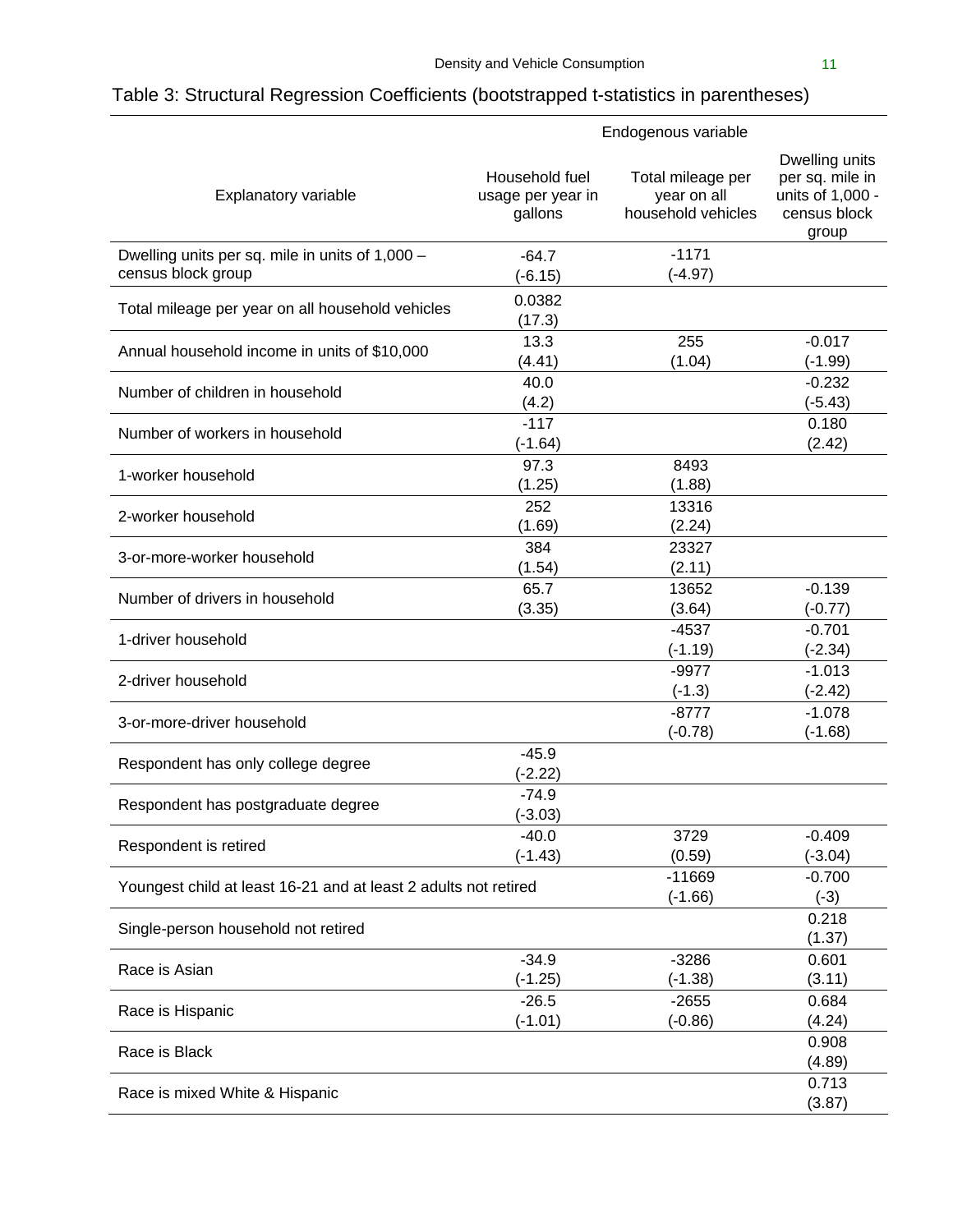Table 3: Structural Regression Coefficients (bootstrapped t-statistics in parentheses)

| Explanatory variable | Endogenous variable: Household fuel usage per year in gallons | Total mileage per year on all household vehicles | Dwelling units per sq. mile in units of 1,000 - census block group |
|---|---|---|---|
| Dwelling units per sq. mile in units of 1,000 – census block group | -64.7 (-6.15) | -1171 (-4.97) | |
| Total mileage per year on all household vehicles | 0.0382 (17.3) | | |
| Annual household income in units of $10,000 | 13.3 (4.41) | 255 (1.04) | -0.017 (-1.99) |
| Number of children in household | 40.0 (4.2) | | -0.232 (-5.43) |
| Number of workers in household | -117 (-1.64) | | 0.180 (2.42) |
| 1-worker household | 97.3 (1.25) | 8493 (1.88) | |
| 2-worker household | 252 (1.69) | 13316 (2.24) | |
| 3-or-more-worker household | 384 (1.54) | 23327 (2.11) | |
| Number of drivers in household | 65.7 (3.35) | 13652 (3.64) | -0.139 (-0.77) |
| 1-driver household | | -4537 (-1.19) | -0.701 (-2.34) |
| 2-driver household | | -9977 (-1.3) | -1.013 (-2.42) |
| 3-or-more-driver household | | -8777 (-0.78) | -1.078 (-1.68) |
| Respondent has only college degree | -45.9 (-2.22) | | |
| Respondent has postgraduate degree | -74.9 (-3.03) | | |
| Respondent is retired | -40.0 (-1.43) | 3729 (0.59) | -0.409 (-3.04) |
| Youngest child at least 16-21 and at least 2 adults not retired | | -11669 (-1.66) | -0.700 (-3) |
| Single-person household not retired | | | 0.218 (1.37) |
| Race is Asian | -34.9 (-1.25) | -3286 (-1.38) | 0.601 (3.11) |
| Race is Hispanic | -26.5 (-1.01) | -2655 (-0.86) | 0.684 (4.24) |
| Race is Black | | | 0.908 (4.89) |
| Race is mixed White & Hispanic | | | 0.713 (3.87) |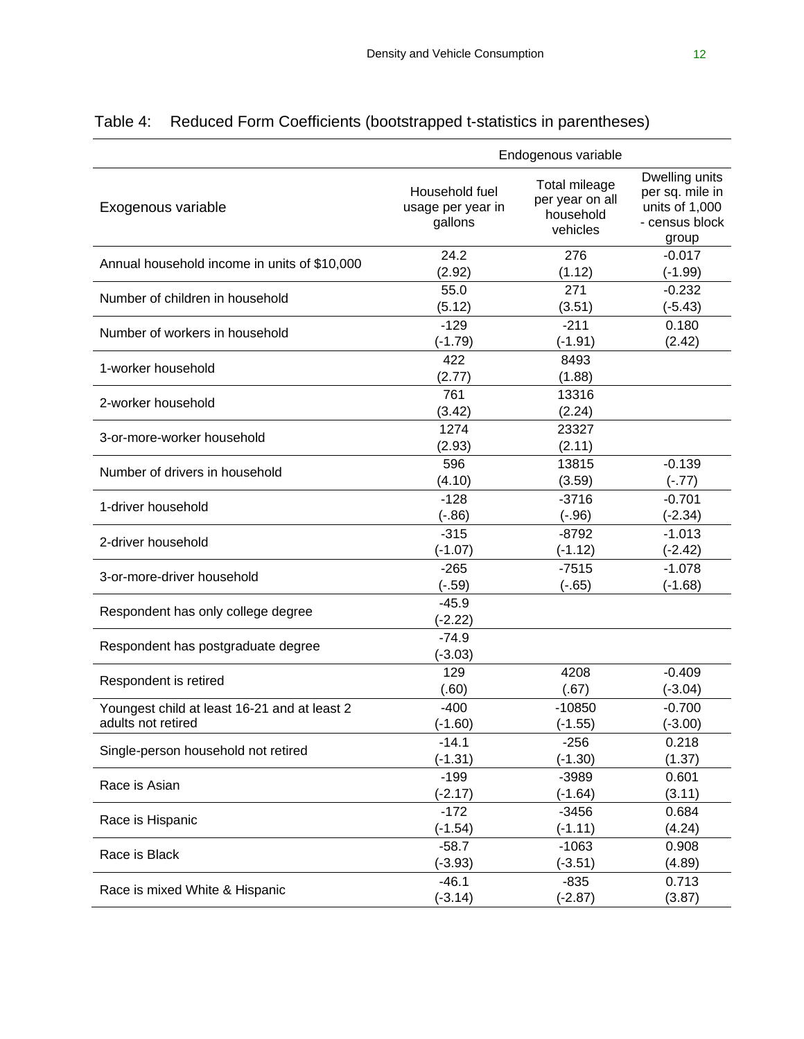Table 4: Reduced Form Coefficients (bootstrapped t-statistics in parentheses)

| Exogenous variable | Endogenous variable: Household fuel usage per year in gallons | Total mileage per year on all household vehicles | Dwelling units per sq. mile in units of 1,000 - census block group |
|---|---|---|---|
| Annual household income in units of $10,000 | 24.2<br>(2.92) | 276<br>(1.12) | -0.017<br>(-1.99) |
| Number of children in household | 55.0<br>(5.12) | 271<br>(3.51) | -0.232<br>(-5.43) |
| Number of workers in household | -129<br>(-1.79) | -211<br>(-1.91) | 0.180<br>(2.42) |
| 1-worker household | 422<br>(2.77) | 8493<br>(1.88) | |
| 2-worker household | 761<br>(3.42) | 13316<br>(2.24) | |
| 3-or-more-worker household | 1274<br>(2.93) | 23327<br>(2.11) | |
| Number of drivers in household | 596<br>(4.10) | 13815<br>(3.59) | -0.139<br>(-.77) |
| 1-driver household | -128<br>(-.86) | -3716<br>(-.96) | -0.701<br>(-2.34) |
| 2-driver household | -315<br>(-1.07) | -8792<br>(-1.12) | -1.013<br>(-2.42) |
| 3-or-more-driver household | -265<br>(-.59) | -7515<br>(-.65) | -1.078<br>(-1.68) |
| Respondent has only college degree | -45.9<br>(-2.22) | | |
| Respondent has postgraduate degree | -74.9<br>(-3.03) | | |
| Respondent is retired | 129<br>(.60) | 4208<br>(.67) | -0.409<br>(-3.04) |
| Youngest child at least 16-21 and at least 2 adults not retired | -400<br>(-1.60) | -10850<br>(-1.55) | -0.700<br>(-3.00) |
| Single-person household not retired | -14.1<br>(-1.31) | -256<br>(-1.30) | 0.218<br>(1.37) |
| Race is Asian | -199<br>(-2.17) | -3989<br>(-1.64) | 0.601<br>(3.11) |
| Race is Hispanic | -172<br>(-1.54) | -3456<br>(-1.11) | 0.684<br>(4.24) |
| Race is Black | -58.7<br>(-3.93) | -1063<br>(-3.51) | 0.908<br>(4.89) |
| Race is mixed White & Hispanic | -46.1<br>(-3.14) | -835<br>(-2.87) | 0.713<br>(3.87) |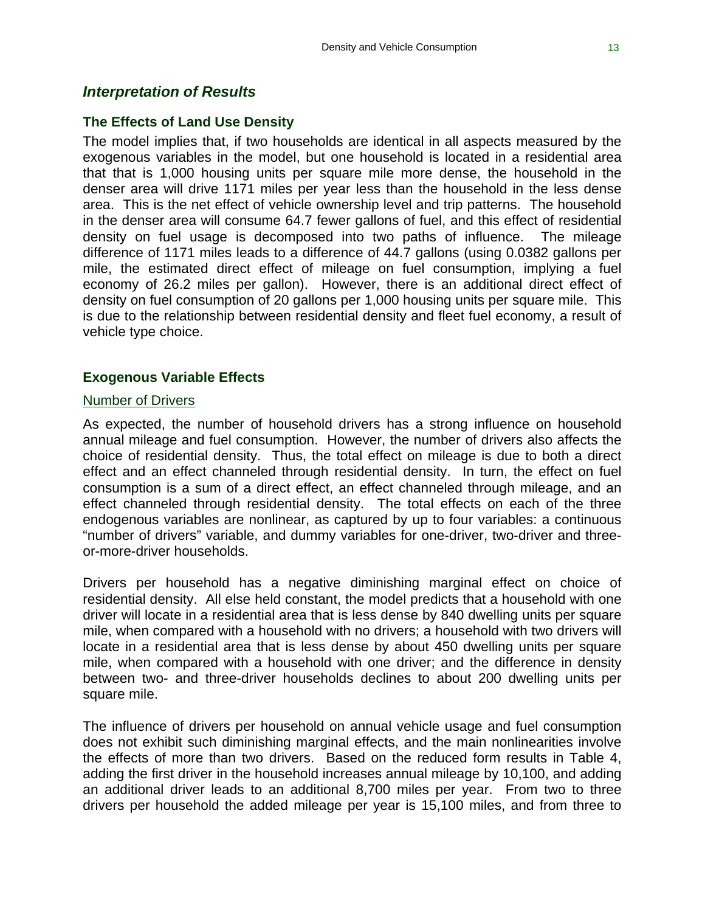## *Interpretation of Results*

### The Effects of Land Use Density

The model implies that, if two households are identical in all aspects measured by the exogenous variables in the model, but one household is located in a residential area that that is 1,000 housing units per square mile more dense, the household in the denser area will drive 1171 miles per year less than the household in the less dense area. This is the net effect of vehicle ownership level and trip patterns. The household in the denser area will consume 64.7 fewer gallons of fuel, and this effect of residential density on fuel usage is decomposed into two paths of influence. The mileage difference of 1171 miles leads to a difference of 44.7 gallons (using 0.0382 gallons per mile, the estimated direct effect of mileage on fuel consumption, implying a fuel economy of 26.2 miles per gallon). However, there is an additional direct effect of density on fuel consumption of 20 gallons per 1,000 housing units per square mile. This is due to the relationship between residential density and fleet fuel economy, a result of vehicle type choice.

### Exogenous Variable Effects

Number of Drivers

As expected, the number of household drivers has a strong influence on household annual mileage and fuel consumption. However, the number of drivers also affects the choice of residential density. Thus, the total effect on mileage is due to both a direct effect and an effect channeled through residential density. In turn, the effect on fuel consumption is a sum of a direct effect, an effect channeled through mileage, and an effect channeled through residential density. The total effects on each of the three endogenous variables are nonlinear, as captured by up to four variables: a continuous "number of drivers" variable, and dummy variables for one-driver, two-driver and three-or-more-driver households.

Drivers per household has a negative diminishing marginal effect on choice of residential density. All else held constant, the model predicts that a household with one driver will locate in a residential area that is less dense by 840 dwelling units per square mile, when compared with a household with no drivers; a household with two drivers will locate in a residential area that is less dense by about 450 dwelling units per square mile, when compared with a household with one driver; and the difference in density between two- and three-driver households declines to about 200 dwelling units per square mile.

The influence of drivers per household on annual vehicle usage and fuel consumption does not exhibit such diminishing marginal effects, and the main nonlinearities involve the effects of more than two drivers. Based on the reduced form results in Table 4, adding the first driver in the household increases annual mileage by 10,100, and adding an additional driver leads to an additional 8,700 miles per year. From two to three drivers per household the added mileage per year is 15,100 miles, and from three to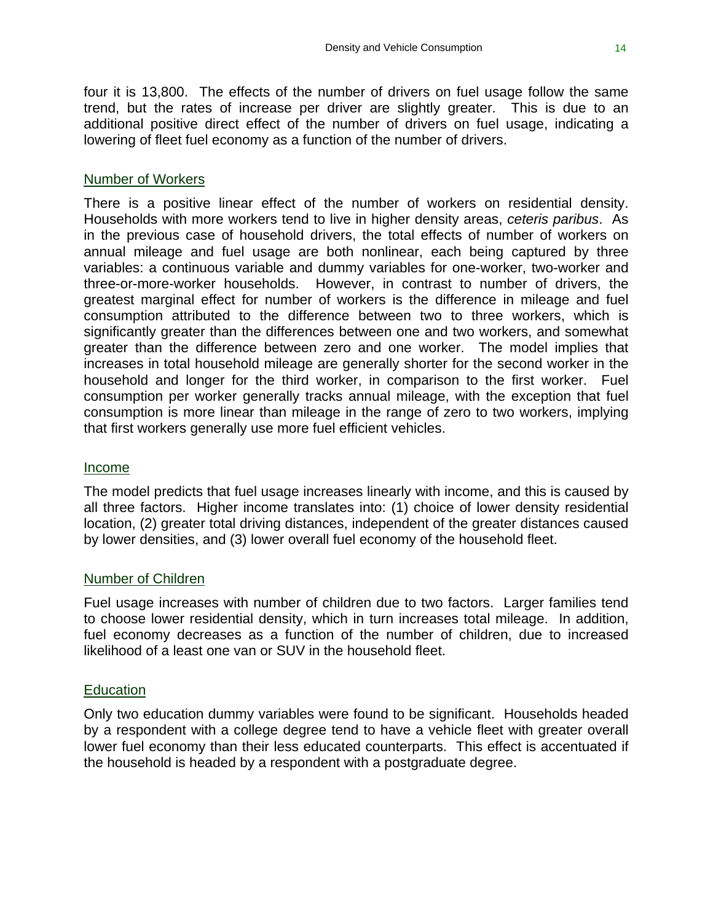four it is 13,800. The effects of the number of drivers on fuel usage follow the same trend, but the rates of increase per driver are slightly greater. This is due to an additional positive direct effect of the number of drivers on fuel usage, indicating a lowering of fleet fuel economy as a function of the number of drivers.

### Number of Workers

There is a positive linear effect of the number of workers on residential density. Households with more workers tend to live in higher density areas, *ceteris paribus*. As in the previous case of household drivers, the total effects of number of workers on annual mileage and fuel usage are both nonlinear, each being captured by three variables: a continuous variable and dummy variables for one-worker, two-worker and three-or-more-worker households. However, in contrast to number of drivers, the greatest marginal effect for number of workers is the difference in mileage and fuel consumption attributed to the difference between two to three workers, which is significantly greater than the differences between one and two workers, and somewhat greater than the difference between zero and one worker. The model implies that increases in total household mileage are generally shorter for the second worker in the household and longer for the third worker, in comparison to the first worker. Fuel consumption per worker generally tracks annual mileage, with the exception that fuel consumption is more linear than mileage in the range of zero to two workers, implying that first workers generally use more fuel efficient vehicles.

### Income

The model predicts that fuel usage increases linearly with income, and this is caused by all three factors. Higher income translates into: (1) choice of lower density residential location, (2) greater total driving distances, independent of the greater distances caused by lower densities, and (3) lower overall fuel economy of the household fleet.

### Number of Children

Fuel usage increases with number of children due to two factors. Larger families tend to choose lower residential density, which in turn increases total mileage. In addition, fuel economy decreases as a function of the number of children, due to increased likelihood of a least one van or SUV in the household fleet.

### Education

Only two education dummy variables were found to be significant. Households headed by a respondent with a college degree tend to have a vehicle fleet with greater overall lower fuel economy than their less educated counterparts. This effect is accentuated if the household is headed by a respondent with a postgraduate degree.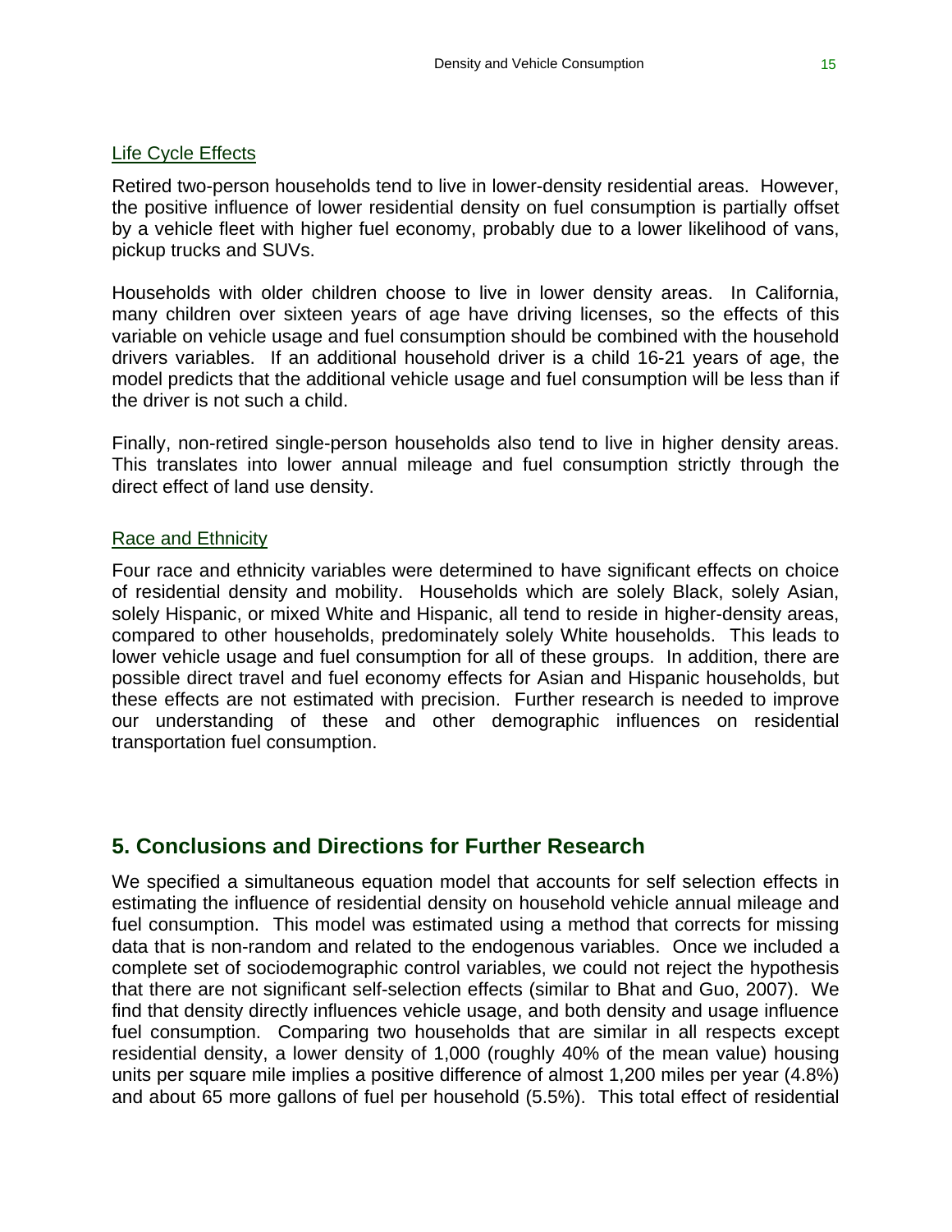### Life Cycle Effects

Retired two-person households tend to live in lower-density residential areas. However, the positive influence of lower residential density on fuel consumption is partially offset by a vehicle fleet with higher fuel economy, probably due to a lower likelihood of vans, pickup trucks and SUVs.

Households with older children choose to live in lower density areas. In California, many children over sixteen years of age have driving licenses, so the effects of this variable on vehicle usage and fuel consumption should be combined with the household drivers variables. If an additional household driver is a child 16-21 years of age, the model predicts that the additional vehicle usage and fuel consumption will be less than if the driver is not such a child.

Finally, non-retired single-person households also tend to live in higher density areas. This translates into lower annual mileage and fuel consumption strictly through the direct effect of land use density.

### Race and Ethnicity

Four race and ethnicity variables were determined to have significant effects on choice of residential density and mobility. Households which are solely Black, solely Asian, solely Hispanic, or mixed White and Hispanic, all tend to reside in higher-density areas, compared to other households, predominately solely White households. This leads to lower vehicle usage and fuel consumption for all of these groups. In addition, there are possible direct travel and fuel economy effects for Asian and Hispanic households, but these effects are not estimated with precision. Further research is needed to improve our understanding of these and other demographic influences on residential transportation fuel consumption.

## 5. Conclusions and Directions for Further Research

We specified a simultaneous equation model that accounts for self selection effects in estimating the influence of residential density on household vehicle annual mileage and fuel consumption. This model was estimated using a method that corrects for missing data that is non-random and related to the endogenous variables. Once we included a complete set of sociodemographic control variables, we could not reject the hypothesis that there are not significant self-selection effects (similar to Bhat and Guo, 2007). We find that density directly influences vehicle usage, and both density and usage influence fuel consumption. Comparing two households that are similar in all respects except residential density, a lower density of 1,000 (roughly 40% of the mean value) housing units per square mile implies a positive difference of almost 1,200 miles per year (4.8%) and about 65 more gallons of fuel per household (5.5%). This total effect of residential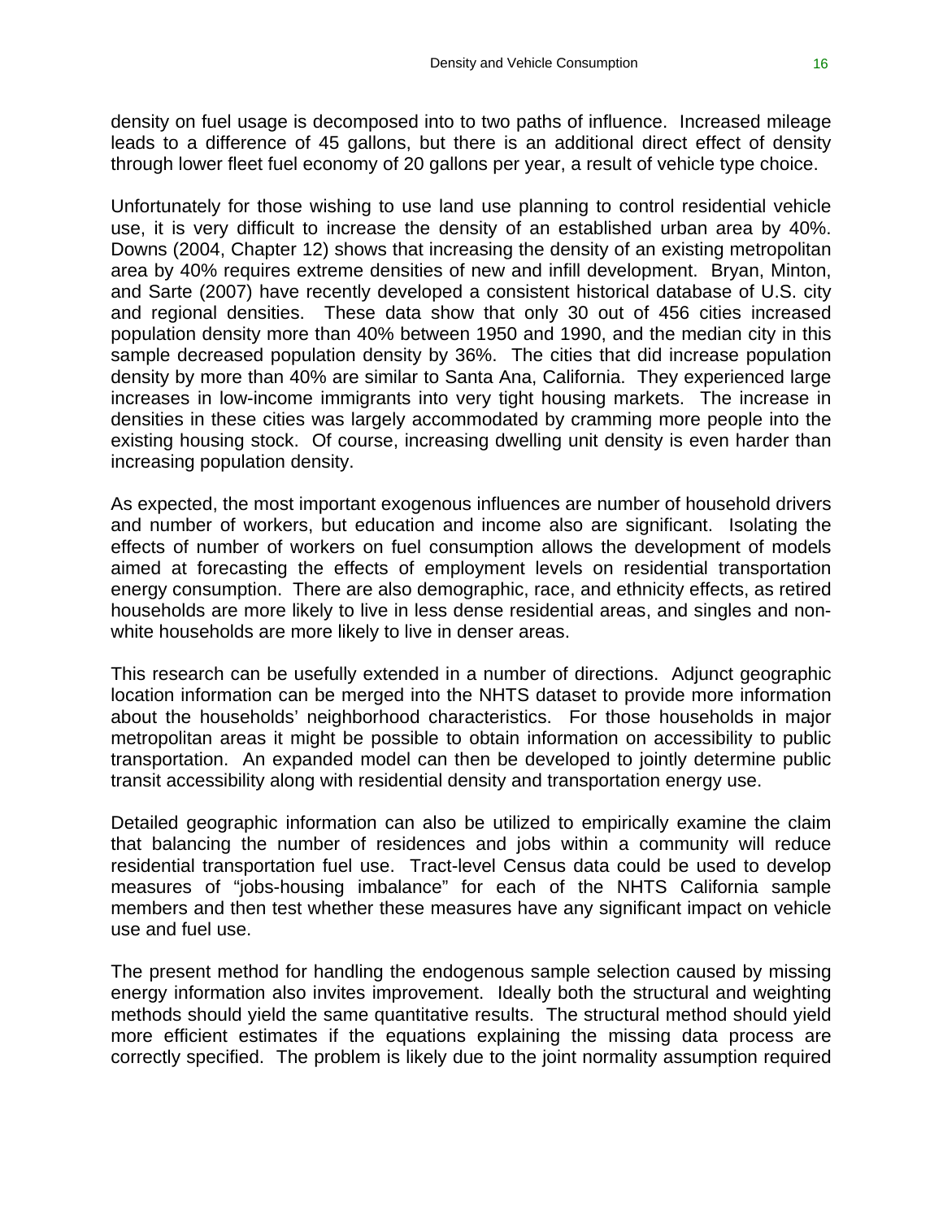density on fuel usage is decomposed into to two paths of influence. Increased mileage leads to a difference of 45 gallons, but there is an additional direct effect of density through lower fleet fuel economy of 20 gallons per year, a result of vehicle type choice.

Unfortunately for those wishing to use land use planning to control residential vehicle use, it is very difficult to increase the density of an established urban area by 40%. Downs (2004, Chapter 12) shows that increasing the density of an existing metropolitan area by 40% requires extreme densities of new and infill development. Bryan, Minton, and Sarte (2007) have recently developed a consistent historical database of U.S. city and regional densities. These data show that only 30 out of 456 cities increased population density more than 40% between 1950 and 1990, and the median city in this sample decreased population density by 36%. The cities that did increase population density by more than 40% are similar to Santa Ana, California. They experienced large increases in low-income immigrants into very tight housing markets. The increase in densities in these cities was largely accommodated by cramming more people into the existing housing stock. Of course, increasing dwelling unit density is even harder than increasing population density.

As expected, the most important exogenous influences are number of household drivers and number of workers, but education and income also are significant. Isolating the effects of number of workers on fuel consumption allows the development of models aimed at forecasting the effects of employment levels on residential transportation energy consumption. There are also demographic, race, and ethnicity effects, as retired households are more likely to live in less dense residential areas, and singles and non-white households are more likely to live in denser areas.

This research can be usefully extended in a number of directions. Adjunct geographic location information can be merged into the NHTS dataset to provide more information about the households' neighborhood characteristics. For those households in major metropolitan areas it might be possible to obtain information on accessibility to public transportation. An expanded model can then be developed to jointly determine public transit accessibility along with residential density and transportation energy use.

Detailed geographic information can also be utilized to empirically examine the claim that balancing the number of residences and jobs within a community will reduce residential transportation fuel use. Tract-level Census data could be used to develop measures of "jobs-housing imbalance" for each of the NHTS California sample members and then test whether these measures have any significant impact on vehicle use and fuel use.

The present method for handling the endogenous sample selection caused by missing energy information also invites improvement. Ideally both the structural and weighting methods should yield the same quantitative results. The structural method should yield more efficient estimates if the equations explaining the missing data process are correctly specified. The problem is likely due to the joint normality assumption required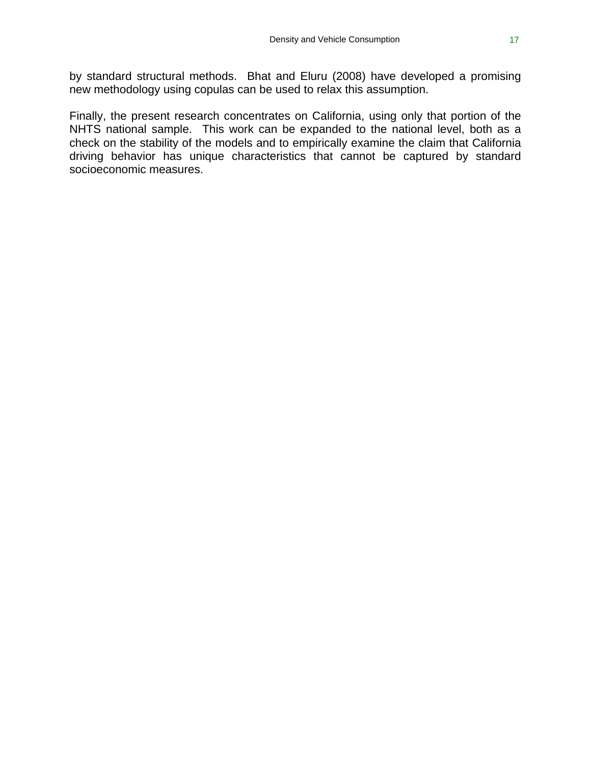by standard structural methods. Bhat and Eluru (2008) have developed a promising new methodology using copulas can be used to relax this assumption.

Finally, the present research concentrates on California, using only that portion of the NHTS national sample. This work can be expanded to the national level, both as a check on the stability of the models and to empirically examine the claim that California driving behavior has unique characteristics that cannot be captured by standard socioeconomic measures.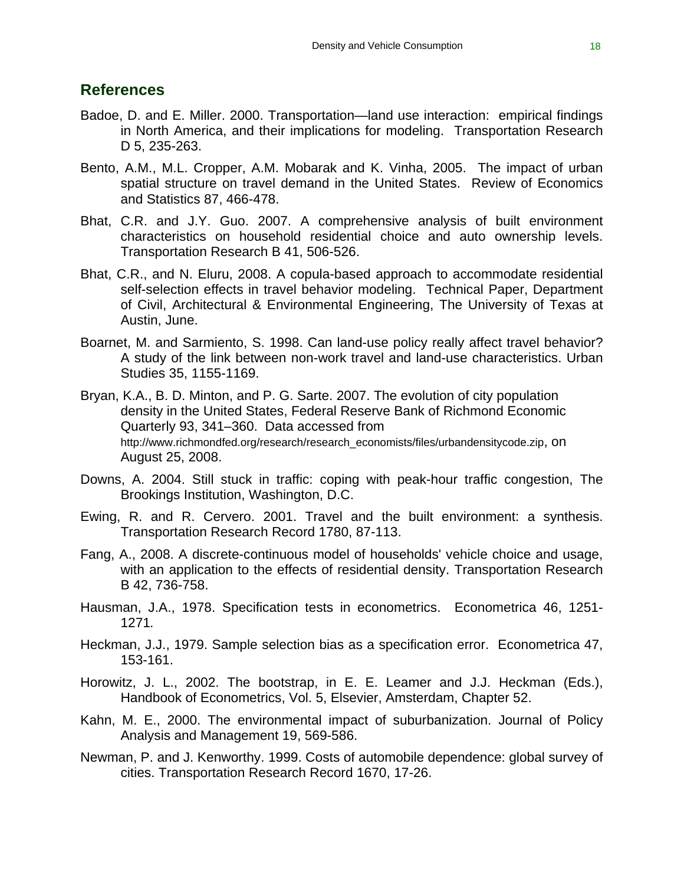## References

Badoe, D. and E. Miller. 2000. Transportation—land use interaction: empirical findings in North America, and their implications for modeling. Transportation Research D 5, 235-263.

Bento, A.M., M.L. Cropper, A.M. Mobarak and K. Vinha, 2005. The impact of urban spatial structure on travel demand in the United States. Review of Economics and Statistics 87, 466-478.

Bhat, C.R. and J.Y. Guo. 2007. A comprehensive analysis of built environment characteristics on household residential choice and auto ownership levels. Transportation Research B 41, 506-526.

Bhat, C.R., and N. Eluru, 2008. A copula-based approach to accommodate residential self-selection effects in travel behavior modeling. Technical Paper, Department of Civil, Architectural & Environmental Engineering, The University of Texas at Austin, June.

Boarnet, M. and Sarmiento, S. 1998. Can land-use policy really affect travel behavior? A study of the link between non-work travel and land-use characteristics. Urban Studies 35, 1155-1169.

Bryan, K.A., B. D. Minton, and P. G. Sarte. 2007. The evolution of city population density in the United States, Federal Reserve Bank of Richmond Economic Quarterly 93, 341–360. Data accessed from http://www.richmondfed.org/research/research_economists/files/urbandensitycode.zip, on August 25, 2008.

Downs, A. 2004. Still stuck in traffic: coping with peak-hour traffic congestion, The Brookings Institution, Washington, D.C.

Ewing, R. and R. Cervero. 2001. Travel and the built environment: a synthesis. Transportation Research Record 1780, 87-113.

Fang, A., 2008. A discrete-continuous model of households' vehicle choice and usage, with an application to the effects of residential density. Transportation Research B 42, 736-758.

Hausman, J.A., 1978. Specification tests in econometrics. Econometrica 46, 1251-1271*.*

Heckman, J.J., 1979. Sample selection bias as a specification error. Econometrica 47, 153-161.

Horowitz, J. L., 2002. The bootstrap, in E. E. Leamer and J.J. Heckman (Eds.), Handbook of Econometrics, Vol. 5, Elsevier, Amsterdam, Chapter 52.

Kahn, M. E., 2000. The environmental impact of suburbanization. Journal of Policy Analysis and Management 19, 569-586.

Newman, P. and J. Kenworthy. 1999. Costs of automobile dependence: global survey of cities. Transportation Research Record 1670, 17-26.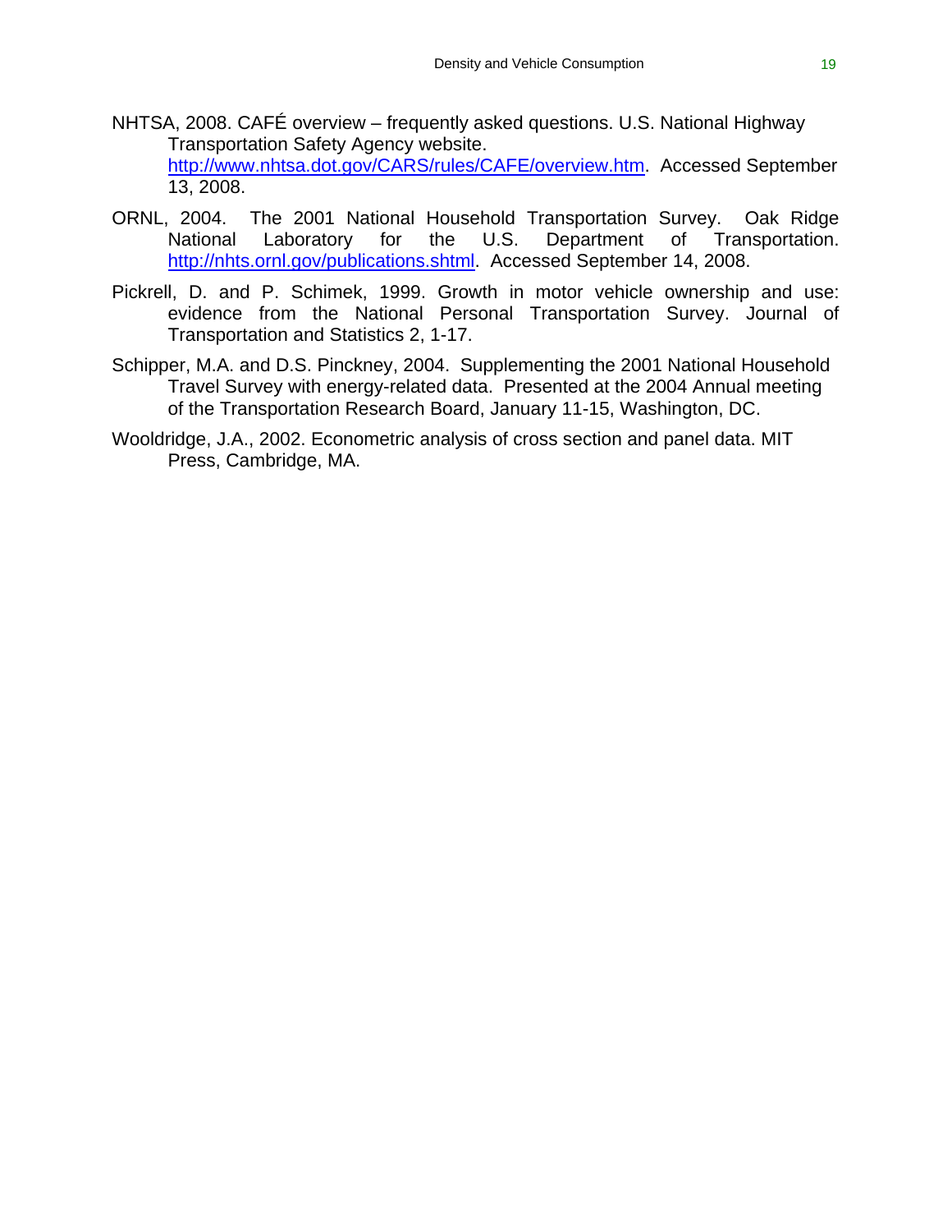NHTSA, 2008. CAFÉ overview – frequently asked questions. U.S. National Highway Transportation Safety Agency website. http://www.nhtsa.dot.gov/CARS/rules/CAFE/overview.htm. Accessed September 13, 2008.

ORNL, 2004. The 2001 National Household Transportation Survey. Oak Ridge National Laboratory for the U.S. Department of Transportation. http://nhts.ornl.gov/publications.shtml. Accessed September 14, 2008.

Pickrell, D. and P. Schimek, 1999. Growth in motor vehicle ownership and use: evidence from the National Personal Transportation Survey. Journal of Transportation and Statistics 2, 1-17.

Schipper, M.A. and D.S. Pinckney, 2004. Supplementing the 2001 National Household Travel Survey with energy-related data. Presented at the 2004 Annual meeting of the Transportation Research Board, January 11-15, Washington, DC.

Wooldridge, J.A., 2002. Econometric analysis of cross section and panel data. MIT Press, Cambridge, MA.